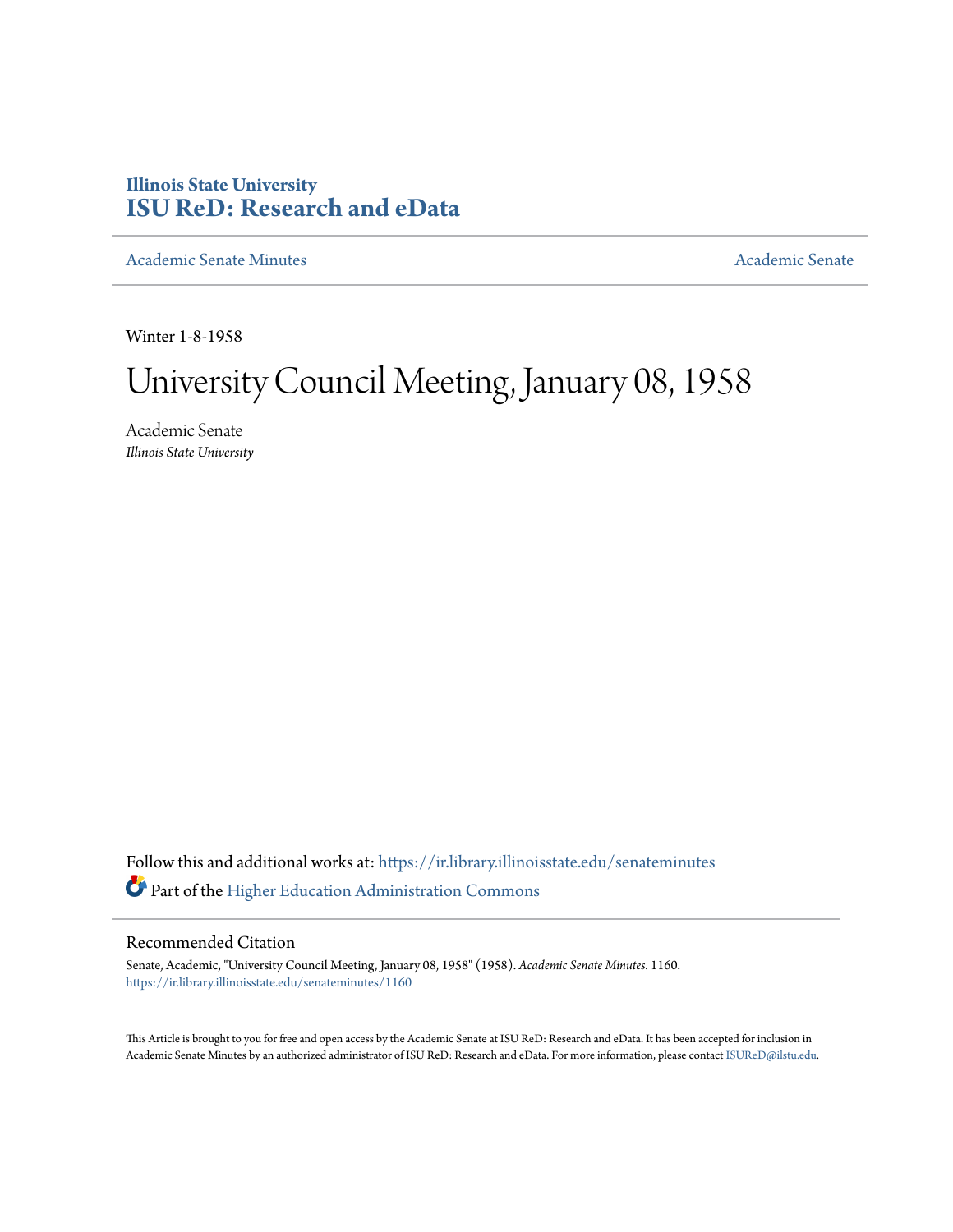# Illinois State University
# ISU ReD: Research and eData

Academic Senate Minutes | Academic Senate

Winter 1-8-1958

# University Council Meeting, January 08, 1958

Academic Senate
*Illinois State University*

Follow this and additional works at: https://ir.library.illinoisstate.edu/senateminutes

Part of the Higher Education Administration Commons

## Recommended Citation

Senate, Academic, "University Council Meeting, January 08, 1958" (1958). *Academic Senate Minutes*. 1160.
https://ir.library.illinoisstate.edu/senateminutes/1160

This Article is brought to you for free and open access by the Academic Senate at ISU ReD: Research and eData. It has been accepted for inclusion in Academic Senate Minutes by an authorized administrator of ISU ReD: Research and eData. For more information, please contact ISUReD@ilstu.edu.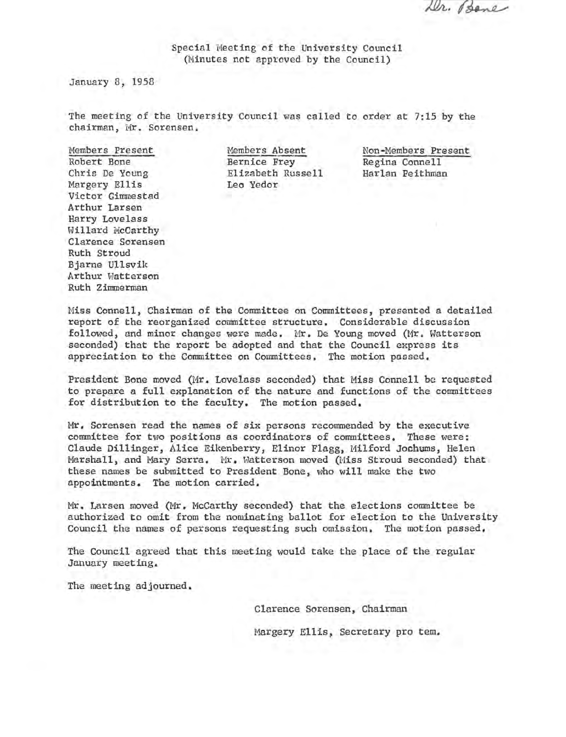Dr. Bone

Special Meeting of the University Council
(Minutes not approved by the Council)

January 8, 1958

The meeting of the University Council was called to order at 7:15 by the chairman, Mr. Sorensen.

| Members Present | Members Absent | Non-Members Present |
|---|---|---|
| Robert Bone | Bernice Frey | Regina Connell |
| Chris De Young | Elizabeth Russell | Harlan Peithman |
| Margery Ellis | Leo Yedor | |
| Victor Gimmestad | | |
| Arthur Larsen | | |
| Harry Lovelass | | |
| Willard McCarthy | | |
| Clarence Sorensen | | |
| Ruth Stroud | | |
| Bjarne Ullsvik | | |
| Arthur Watterson | | |
| Ruth Zimmerman | | |

Miss Connell, Chairman of the Committee on Committees, presented a detailed report of the reorganized committee structure. Considerable discussion followed, and minor changes were made. Mr. De Young moved (Mr. Watterson seconded) that the report be adopted and that the Council express its appreciation to the Committee on Committees. The motion passed.

President Bone moved (Mr. Lovelass seconded) that Miss Connell be requested to prepare a full explanation of the nature and functions of the committees for distribution to the faculty. The motion passed.

Mr. Sorensen read the names of six persons recommended by the executive committee for two positions as coordinators of committees. These were: Claude Dillinger, Alice Eikenberry, Elinor Flagg, Milford Jochums, Helen Marshall, and Mary Serra. Mr. Watterson moved (Miss Stroud seconded) that these names be submitted to President Bone, who will make the two appointments. The motion carried.

Mr. Larsen moved (Mr. McCarthy seconded) that the elections committee be authorized to omit from the nominating ballot for election to the University Council the names of persons requesting such omission. The motion passed.

The Council agreed that this meeting would take the place of the regular January meeting.

The meeting adjourned.

Clarence Sorensen, Chairman

Margery Ellis, Secretary pro tem.